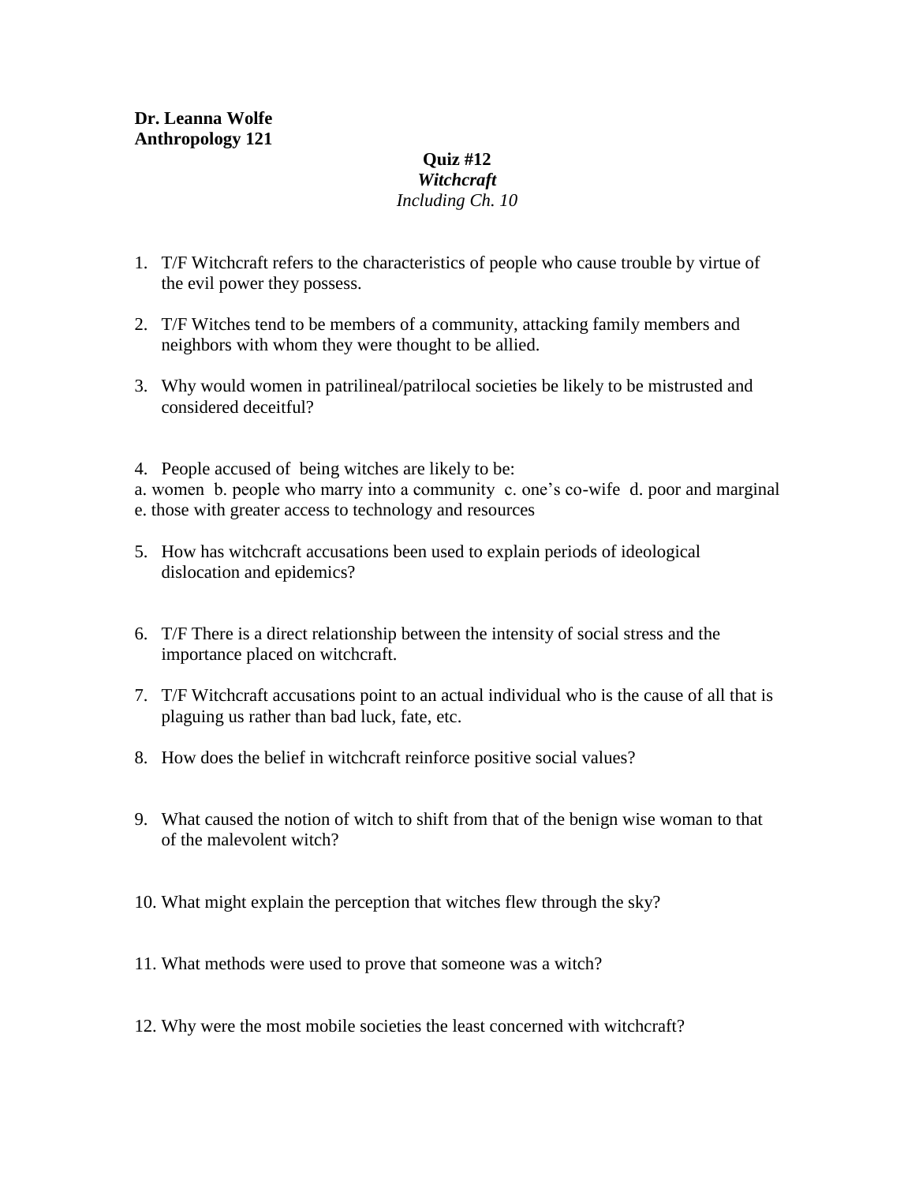**Dr. Leanna Wolfe**
**Anthropology 121**

**Quiz #12**
***Witchcraft***
*Including Ch. 10*

1. T/F Witchcraft refers to the characteristics of people who cause trouble by virtue of the evil power they possess.

2. T/F Witches tend to be members of a community, attacking family members and neighbors with whom they were thought to be allied.

3. Why would women in patrilineal/patrilocal societies be likely to be mistrusted and considered deceitful?

4. People accused of being witches are likely to be:

a. women b. people who marry into a community c. one's co-wife d. poor and marginal e. those with greater access to technology and resources

5. How has witchcraft accusations been used to explain periods of ideological dislocation and epidemics?

6. T/F There is a direct relationship between the intensity of social stress and the importance placed on witchcraft.

7. T/F Witchcraft accusations point to an actual individual who is the cause of all that is plaguing us rather than bad luck, fate, etc.

8. How does the belief in witchcraft reinforce positive social values?

9. What caused the notion of witch to shift from that of the benign wise woman to that of the malevolent witch?

10. What might explain the perception that witches flew through the sky?

11. What methods were used to prove that someone was a witch?

12. Why were the most mobile societies the least concerned with witchcraft?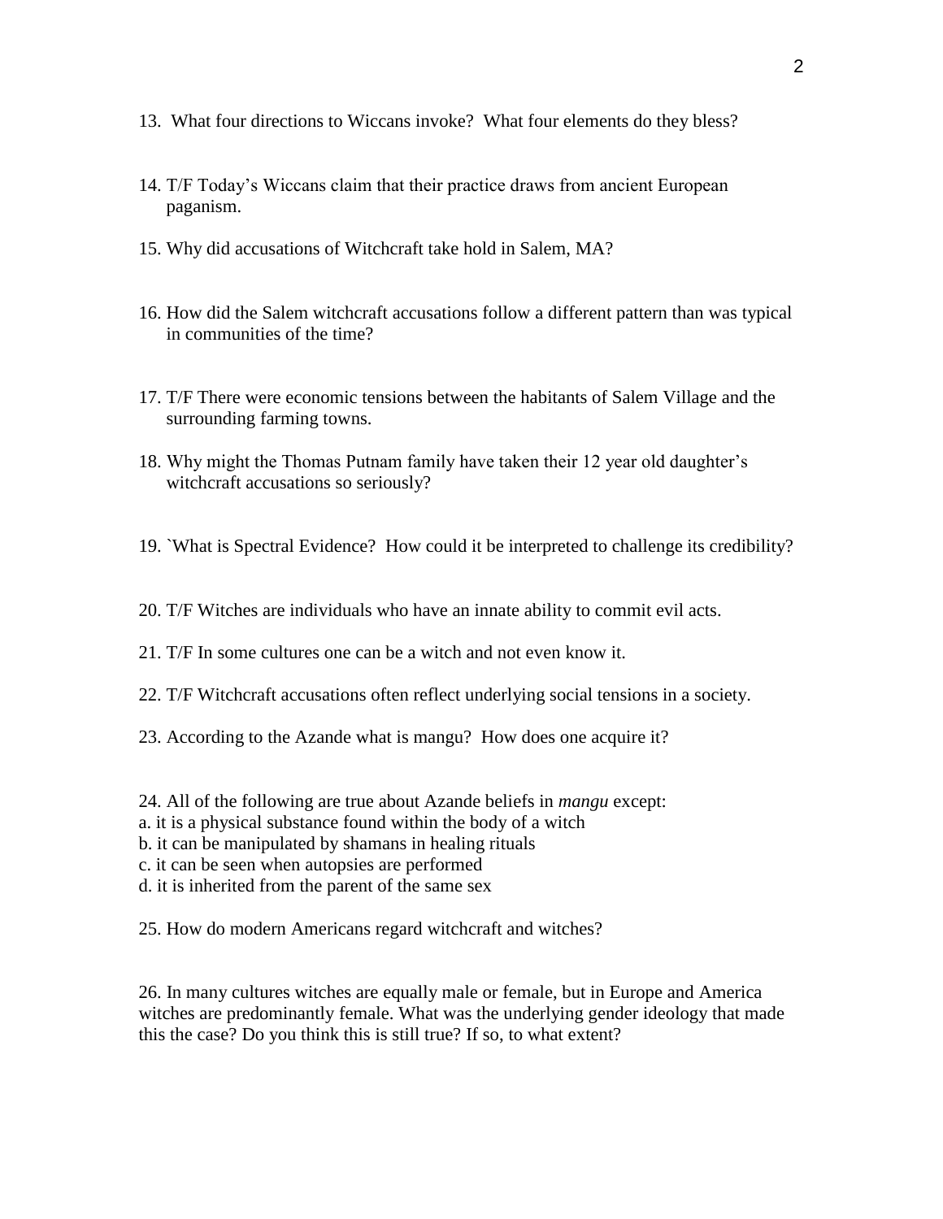13. What four directions to Wiccans invoke? What four elements do they bless?

14. T/F Today's Wiccans claim that their practice draws from ancient European paganism.

15. Why did accusations of Witchcraft take hold in Salem, MA?

16. How did the Salem witchcraft accusations follow a different pattern than was typical in communities of the time?

17. T/F There were economic tensions between the habitants of Salem Village and the surrounding farming towns.

18. Why might the Thomas Putnam family have taken their 12 year old daughter's witchcraft accusations so seriously?

19. `What is Spectral Evidence? How could it be interpreted to challenge its credibility?

20. T/F Witches are individuals who have an innate ability to commit evil acts.

21. T/F In some cultures one can be a witch and not even know it.

22. T/F Witchcraft accusations often reflect underlying social tensions in a society.

23. According to the Azande what is mangu? How does one acquire it?

24. All of the following are true about Azande beliefs in *mangu* except:
a. it is a physical substance found within the body of a witch
b. it can be manipulated by shamans in healing rituals
c. it can be seen when autopsies are performed
d. it is inherited from the parent of the same sex

25. How do modern Americans regard witchcraft and witches?

26. In many cultures witches are equally male or female, but in Europe and America witches are predominantly female. What was the underlying gender ideology that made this the case? Do you think this is still true? If so, to what extent?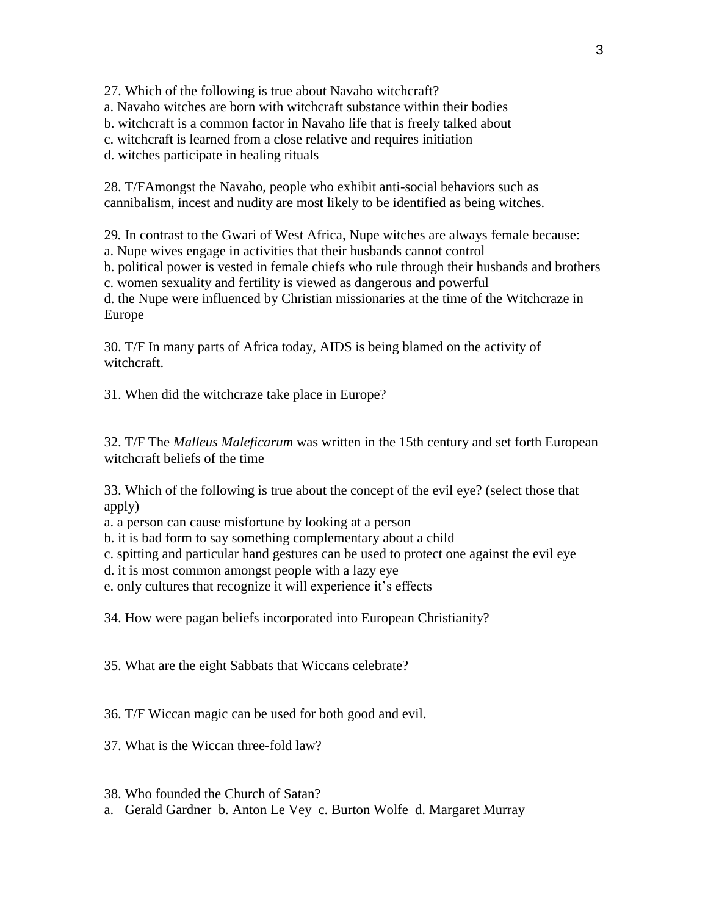27. Which of the following is true about Navaho witchcraft?
a. Navaho witches are born with witchcraft substance within their bodies
b. witchcraft is a common factor in Navaho life that is freely talked about
c. witchcraft is learned from a close relative and requires initiation
d. witches participate in healing rituals

28. T/FAmongst the Navaho, people who exhibit anti-social behaviors such as cannibalism, incest and nudity are most likely to be identified as being witches.

29. In contrast to the Gwari of West Africa, Nupe witches are always female because:
a. Nupe wives engage in activities that their husbands cannot control
b. political power is vested in female chiefs who rule through their husbands and brothers
c. women sexuality and fertility is viewed as dangerous and powerful
d. the Nupe were influenced by Christian missionaries at the time of the Witchcraze in Europe

30. T/F In many parts of Africa today, AIDS is being blamed on the activity of witchcraft.

31. When did the witchcraze take place in Europe?

32. T/F The *Malleus Maleficarum* was written in the 15th century and set forth European witchcraft beliefs of the time

33. Which of the following is true about the concept of the evil eye? (select those that apply)
a. a person can cause misfortune by looking at a person
b. it is bad form to say something complementary about a child
c. spitting and particular hand gestures can be used to protect one against the evil eye
d. it is most common amongst people with a lazy eye
e. only cultures that recognize it will experience it's effects

34. How were pagan beliefs incorporated into European Christianity?

35. What are the eight Sabbats that Wiccans celebrate?

36. T/F Wiccan magic can be used for both good and evil.

37. What is the Wiccan three-fold law?

38. Who founded the Church of Satan?
a. Gerald Gardner b. Anton Le Vey c. Burton Wolfe d. Margaret Murray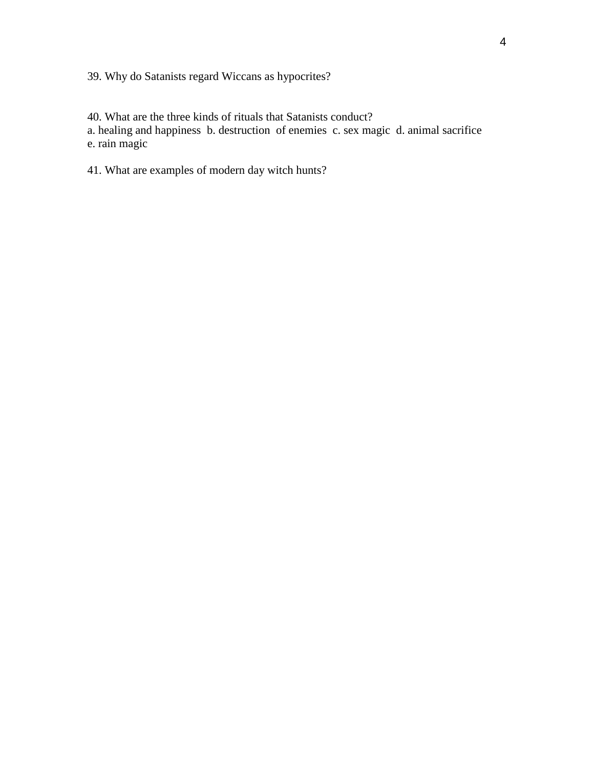39. Why do Satanists regard Wiccans as hypocrites?

40. What are the three kinds of rituals that Satanists conduct?
a. healing and happiness b. destruction of enemies c. sex magic d. animal sacrifice
e. rain magic

41. What are examples of modern day witch hunts?